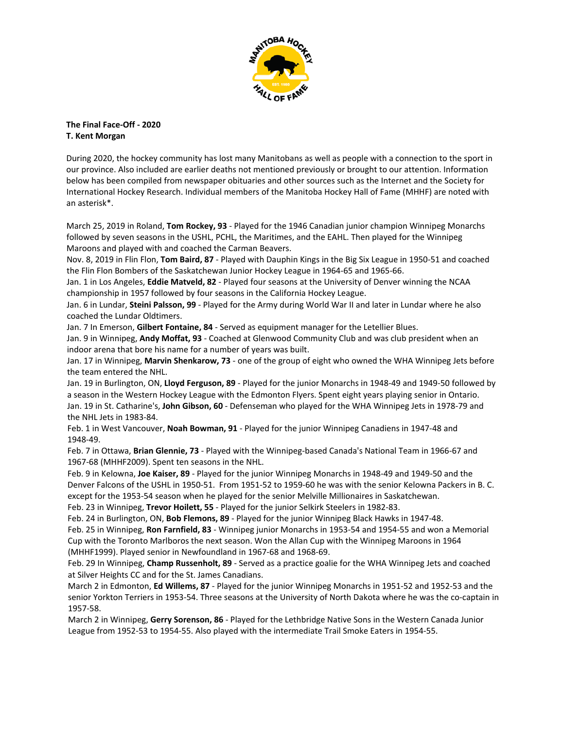**The Final Face-Off - 2020**
**T. Kent Morgan**

During 2020, the hockey community has lost many Manitobans as well as people with a connection to the sport in our province. Also included are earlier deaths not mentioned previously or brought to our attention. Information below has been compiled from newspaper obituaries and other sources such as the Internet and the Society for International Hockey Research. Individual members of the Manitoba Hockey Hall of Fame (MHHF) are noted with an asterisk*.

March 25, 2019 in Roland, **Tom Rockey, 93** - Played for the 1946 Canadian junior champion Winnipeg Monarchs followed by seven seasons in the USHL, PCHL, the Maritimes, and the EAHL. Then played for the Winnipeg Maroons and played with and coached the Carman Beavers.

Nov. 8, 2019 in Flin Flon, **Tom Baird, 87** - Played with Dauphin Kings in the Big Six League in 1950-51 and coached the Flin Flon Bombers of the Saskatchewan Junior Hockey League in 1964-65 and 1965-66.

Jan. 1 in Los Angeles, **Eddie Matveld, 82** - Played four seasons at the University of Denver winning the NCAA championship in 1957 followed by four seasons in the California Hockey League.

Jan. 6 in Lundar, **Steini Palsson, 99** - Played for the Army during World War II and later in Lundar where he also coached the Lundar Oldtimers.

Jan. 7 In Emerson, **Gilbert Fontaine, 84** - Served as equipment manager for the Letellier Blues.

Jan. 9 in Winnipeg, **Andy Moffat, 93** - Coached at Glenwood Community Club and was club president when an indoor arena that bore his name for a number of years was built.

Jan. 17 in Winnipeg, **Marvin Shenkarow, 73** - one of the group of eight who owned the WHA Winnipeg Jets before the team entered the NHL.

Jan. 19 in Burlington, ON, **Lloyd Ferguson, 89** - Played for the junior Monarchs in 1948-49 and 1949-50 followed by a season in the Western Hockey League with the Edmonton Flyers. Spent eight years playing senior in Ontario.

Jan. 19 in St. Catharine's, **John Gibson, 60** - Defenseman who played for the WHA Winnipeg Jets in 1978-79 and the NHL Jets in 1983-84.

Feb. 1 in West Vancouver, **Noah Bowman, 91** - Played for the junior Winnipeg Canadiens in 1947-48 and 1948-49.

Feb. 7 in Ottawa, **Brian Glennie, 73** - Played with the Winnipeg-based Canada's National Team in 1966-67 and 1967-68 (MHHF2009). Spent ten seasons in the NHL.

Feb. 9 in Kelowna, **Joe Kaiser, 89** - Played for the junior Winnipeg Monarchs in 1948-49 and 1949-50 and the Denver Falcons of the USHL in 1950-51. From 1951-52 to 1959-60 he was with the senior Kelowna Packers in B. C. except for the 1953-54 season when he played for the senior Melville Millionaires in Saskatchewan.

Feb. 23 in Winnipeg, **Trevor Hoilett, 55** - Played for the junior Selkirk Steelers in 1982-83.

Feb. 24 in Burlington, ON, **Bob Flemons, 89** - Played for the junior Winnipeg Black Hawks in 1947-48.

Feb. 25 in Winnipeg, **Ron Farnfield, 83** - Winnipeg junior Monarchs in 1953-54 and 1954-55 and won a Memorial Cup with the Toronto Marlboros the next season. Won the Allan Cup with the Winnipeg Maroons in 1964 (MHHF1999). Played senior in Newfoundland in 1967-68 and 1968-69.

Feb. 29 In Winnipeg, **Champ Russenholt, 89** - Served as a practice goalie for the WHA Winnipeg Jets and coached at Silver Heights CC and for the St. James Canadians.

March 2 in Edmonton, **Ed Willems, 87** - Played for the junior Winnipeg Monarchs in 1951-52 and 1952-53 and the senior Yorkton Terriers in 1953-54. Three seasons at the University of North Dakota where he was the co-captain in 1957-58.

March 2 in Winnipeg, **Gerry Sorenson, 86** - Played for the Lethbridge Native Sons in the Western Canada Junior League from 1952-53 to 1954-55. Also played with the intermediate Trail Smoke Eaters in 1954-55.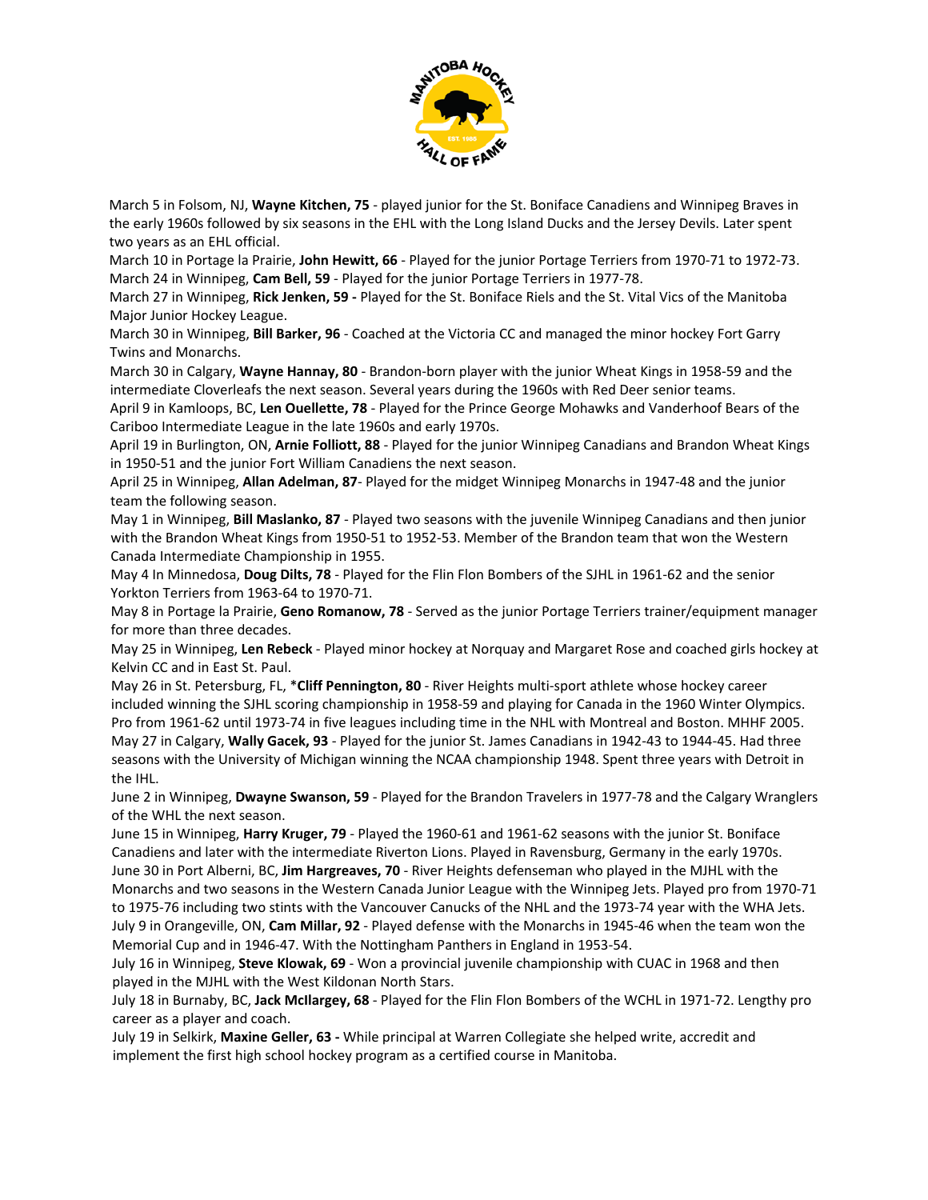March 5 in Folsom, NJ, **Wayne Kitchen, 75** - played junior for the St. Boniface Canadiens and Winnipeg Braves in the early 1960s followed by six seasons in the EHL with the Long Island Ducks and the Jersey Devils. Later spent two years as an EHL official.

March 10 in Portage la Prairie, **John Hewitt, 66** - Played for the junior Portage Terriers from 1970-71 to 1972-73.

March 24 in Winnipeg, **Cam Bell, 59** - Played for the junior Portage Terriers in 1977-78.

March 27 in Winnipeg, **Rick Jenken, 59 -** Played for the St. Boniface Riels and the St. Vital Vics of the Manitoba Major Junior Hockey League.

March 30 in Winnipeg, **Bill Barker, 96** - Coached at the Victoria CC and managed the minor hockey Fort Garry Twins and Monarchs.

March 30 in Calgary, **Wayne Hannay, 80** - Brandon-born player with the junior Wheat Kings in 1958-59 and the intermediate Cloverleafs the next season. Several years during the 1960s with Red Deer senior teams.

April 9 in Kamloops, BC, **Len Ouellette, 78** - Played for the Prince George Mohawks and Vanderhoof Bears of the Cariboo Intermediate League in the late 1960s and early 1970s.

April 19 in Burlington, ON, **Arnie Folliott, 88** - Played for the junior Winnipeg Canadians and Brandon Wheat Kings in 1950-51 and the junior Fort William Canadiens the next season.

April 25 in Winnipeg, **Allan Adelman, 87**- Played for the midget Winnipeg Monarchs in 1947-48 and the junior team the following season.

May 1 in Winnipeg, **Bill Maslanko, 87** - Played two seasons with the juvenile Winnipeg Canadians and then junior with the Brandon Wheat Kings from 1950-51 to 1952-53. Member of the Brandon team that won the Western Canada Intermediate Championship in 1955.

May 4 In Minnedosa, **Doug Dilts, 78** - Played for the Flin Flon Bombers of the SJHL in 1961-62 and the senior Yorkton Terriers from 1963-64 to 1970-71.

May 8 in Portage la Prairie, **Geno Romanow, 78** - Served as the junior Portage Terriers trainer/equipment manager for more than three decades.

May 25 in Winnipeg, **Len Rebeck** - Played minor hockey at Norquay and Margaret Rose and coached girls hockey at Kelvin CC and in East St. Paul.

May 26 in St. Petersburg, FL, ***Cliff Pennington, 80** - River Heights multi-sport athlete whose hockey career included winning the SJHL scoring championship in 1958-59 and playing for Canada in the 1960 Winter Olympics. Pro from 1961-62 until 1973-74 in five leagues including time in the NHL with Montreal and Boston. MHHF 2005.

May 27 in Calgary, **Wally Gacek, 93** - Played for the junior St. James Canadians in 1942-43 to 1944-45. Had three seasons with the University of Michigan winning the NCAA championship 1948. Spent three years with Detroit in the IHL.

June 2 in Winnipeg, **Dwayne Swanson, 59** - Played for the Brandon Travelers in 1977-78 and the Calgary Wranglers of the WHL the next season.

June 15 in Winnipeg, **Harry Kruger, 79** - Played the 1960-61 and 1961-62 seasons with the junior St. Boniface Canadiens and later with the intermediate Riverton Lions. Played in Ravensburg, Germany in the early 1970s.

June 30 in Port Alberni, BC, **Jim Hargreaves, 70** - River Heights defenseman who played in the MJHL with the Monarchs and two seasons in the Western Canada Junior League with the Winnipeg Jets. Played pro from 1970-71 to 1975-76 including two stints with the Vancouver Canucks of the NHL and the 1973-74 year with the WHA Jets.

July 9 in Orangeville, ON, **Cam Millar, 92** - Played defense with the Monarchs in 1945-46 when the team won the Memorial Cup and in 1946-47. With the Nottingham Panthers in England in 1953-54.

July 16 in Winnipeg, **Steve Klowak, 69** - Won a provincial juvenile championship with CUAC in 1968 and then played in the MJHL with the West Kildonan North Stars.

July 18 in Burnaby, BC, **Jack McIlargey, 68** - Played for the Flin Flon Bombers of the WCHL in 1971-72. Lengthy pro career as a player and coach.

July 19 in Selkirk, **Maxine Geller, 63 -** While principal at Warren Collegiate she helped write, accredit and implement the first high school hockey program as a certified course in Manitoba.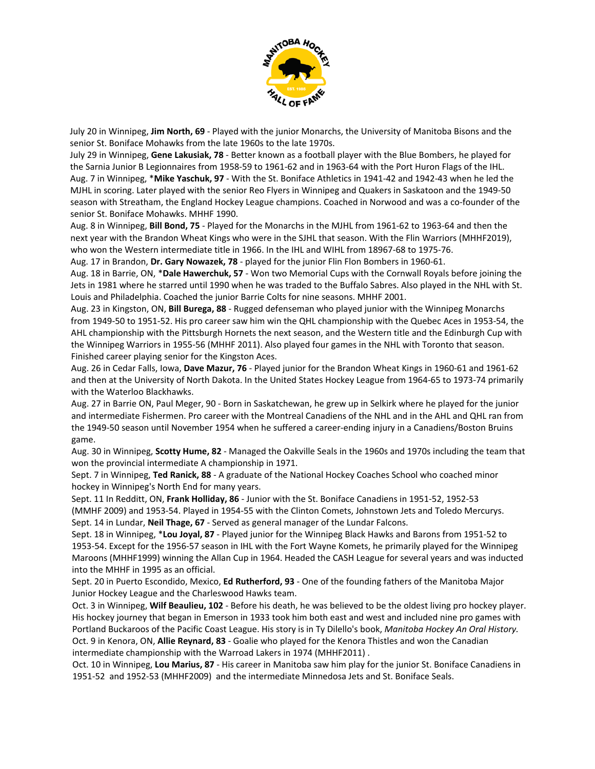July 20 in Winnipeg, **Jim North, 69** - Played with the junior Monarchs, the University of Manitoba Bisons and the senior St. Boniface Mohawks from the late 1960s to the late 1970s.

July 29 in Winnipeg, **Gene Lakusiak, 78** - Better known as a football player with the Blue Bombers, he played for the Sarnia Junior B Legionnaires from 1958-59 to 1961-62 and in 1963-64 with the Port Huron Flags of the IHL.

Aug. 7 in Winnipeg, ***Mike Yaschuk, 97** - With the St. Boniface Athletics in 1941-42 and 1942-43 when he led the MJHL in scoring. Later played with the senior Reo Flyers in Winnipeg and Quakers in Saskatoon and the 1949-50 season with Streatham, the England Hockey League champions. Coached in Norwood and was a co-founder of the senior St. Boniface Mohawks. MHHF 1990.

Aug. 8 in Winnipeg, **Bill Bond, 75** - Played for the Monarchs in the MJHL from 1961-62 to 1963-64 and then the next year with the Brandon Wheat Kings who were in the SJHL that season. With the Flin Warriors (MHHF2019), who won the Western intermediate title in 1966. In the IHL and WIHL from 18967-68 to 1975-76.

Aug. 17 in Brandon, **Dr. Gary Nowazek, 78** - played for the junior Flin Flon Bombers in 1960-61.

Aug. 18 in Barrie, ON, ***Dale Hawerchuk, 57** - Won two Memorial Cups with the Cornwall Royals before joining the Jets in 1981 where he starred until 1990 when he was traded to the Buffalo Sabres. Also played in the NHL with St. Louis and Philadelphia. Coached the junior Barrie Colts for nine seasons. MHHF 2001.

Aug. 23 in Kingston, ON, **Bill Burega, 88** - Rugged defenseman who played junior with the Winnipeg Monarchs from 1949-50 to 1951-52. His pro career saw him win the QHL championship with the Quebec Aces in 1953-54, the AHL championship with the Pittsburgh Hornets the next season, and the Western title and the Edinburgh Cup with the Winnipeg Warriors in 1955-56 (MHHF 2011). Also played four games in the NHL with Toronto that season. Finished career playing senior for the Kingston Aces.

Aug. 26 in Cedar Falls, Iowa, **Dave Mazur, 76** - Played junior for the Brandon Wheat Kings in 1960-61 and 1961-62 and then at the University of North Dakota. In the United States Hockey League from 1964-65 to 1973-74 primarily with the Waterloo Blackhawks.

Aug. 27 in Barrie ON, Paul Meger, 90 - Born in Saskatchewan, he grew up in Selkirk where he played for the junior and intermediate Fishermen. Pro career with the Montreal Canadiens of the NHL and in the AHL and QHL ran from the 1949-50 season until November 1954 when he suffered a career-ending injury in a Canadiens/Boston Bruins game.

Aug. 30 in Winnipeg, **Scotty Hume, 82** - Managed the Oakville Seals in the 1960s and 1970s including the team that won the provincial intermediate A championship in 1971.

Sept. 7 in Winnipeg, **Ted Ranick, 88** - A graduate of the National Hockey Coaches School who coached minor hockey in Winnipeg's North End for many years.

Sept. 11 In Redditt, ON, **Frank Holliday, 86** - Junior with the St. Boniface Canadiens in 1951-52, 1952-53 (MMHF 2009) and 1953-54. Played in 1954-55 with the Clinton Comets, Johnstown Jets and Toledo Mercurys.

Sept. 14 in Lundar, **Neil Thage, 67** - Served as general manager of the Lundar Falcons.

Sept. 18 in Winnipeg, ***Lou Joyal, 87** - Played junior for the Winnipeg Black Hawks and Barons from 1951-52 to 1953-54. Except for the 1956-57 season in IHL with the Fort Wayne Komets, he primarily played for the Winnipeg Maroons (MHHF1999) winning the Allan Cup in 1964. Headed the CASH League for several years and was inducted into the MHHF in 1995 as an official.

Sept. 20 in Puerto Escondido, Mexico, **Ed Rutherford, 93** - One of the founding fathers of the Manitoba Major Junior Hockey League and the Charleswood Hawks team.

Oct. 3 in Winnipeg, **Wilf Beaulieu, 102** - Before his death, he was believed to be the oldest living pro hockey player. His hockey journey that began in Emerson in 1933 took him both east and west and included nine pro games with Portland Buckaroos of the Pacific Coast League. His story is in Ty Dilello's book, *Manitoba Hockey An Oral History.*

Oct. 9 in Kenora, ON, **Allie Reynard, 83** - Goalie who played for the Kenora Thistles and won the Canadian intermediate championship with the Warroad Lakers in 1974 (MHHF2011) .

Oct. 10 in Winnipeg, **Lou Marius, 87** - His career in Manitoba saw him play for the junior St. Boniface Canadiens in 1951-52 and 1952-53 (MHHF2009) and the intermediate Minnedosa Jets and St. Boniface Seals.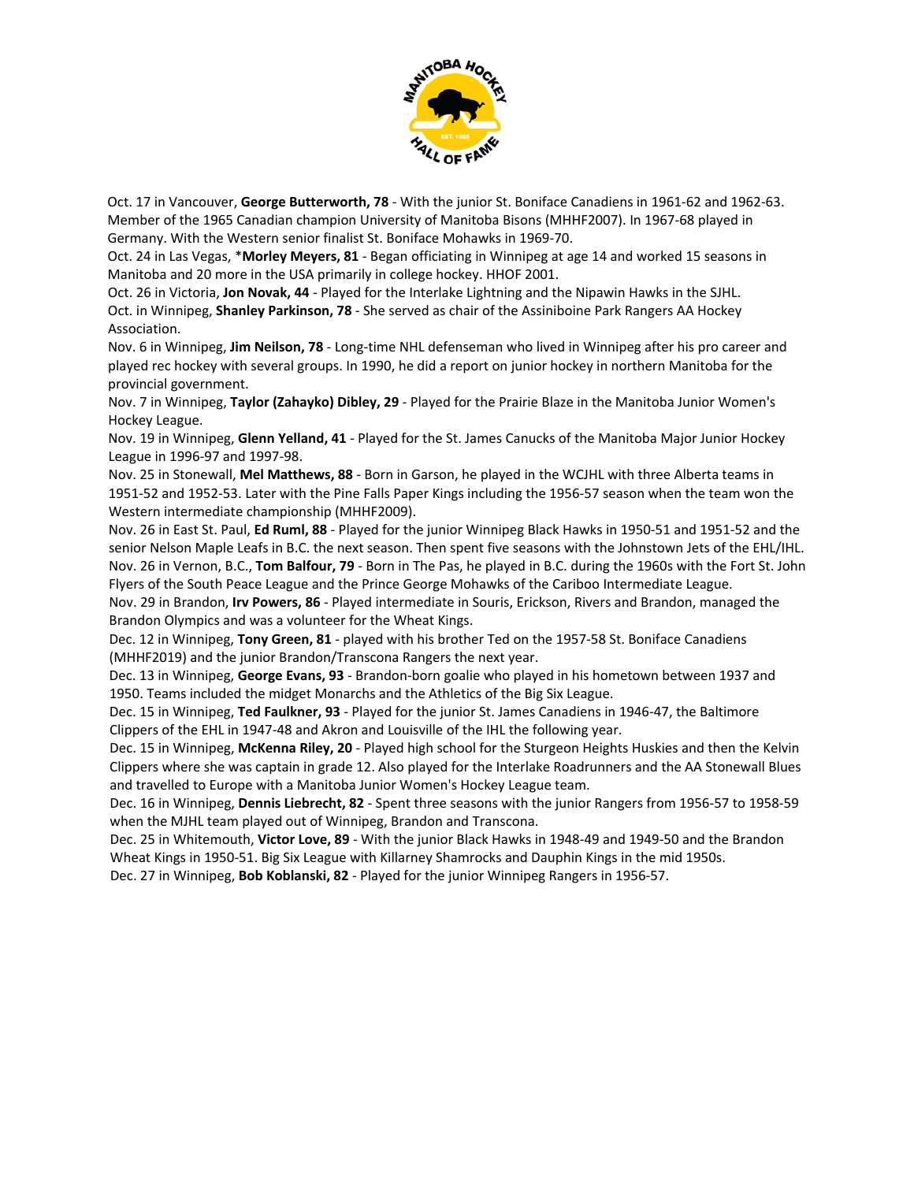Oct. 17 in Vancouver, **George Butterworth, 78** - With the junior St. Boniface Canadiens in 1961-62 and 1962-63. Member of the 1965 Canadian champion University of Manitoba Bisons (MHHF2007). In 1967-68 played in Germany. With the Western senior finalist St. Boniface Mohawks in 1969-70.

Oct. 24 in Las Vegas, ***Morley Meyers, 81** - Began officiating in Winnipeg at age 14 and worked 15 seasons in Manitoba and 20 more in the USA primarily in college hockey. HHOF 2001.

Oct. 26 in Victoria, **Jon Novak, 44** - Played for the Interlake Lightning and the Nipawin Hawks in the SJHL.

Oct. in Winnipeg, **Shanley Parkinson, 78** - She served as chair of the Assiniboine Park Rangers AA Hockey Association.

Nov. 6 in Winnipeg, **Jim Neilson, 78** - Long-time NHL defenseman who lived in Winnipeg after his pro career and played rec hockey with several groups. In 1990, he did a report on junior hockey in northern Manitoba for the provincial government.

Nov. 7 in Winnipeg, **Taylor (Zahayko) Dibley, 29** - Played for the Prairie Blaze in the Manitoba Junior Women's Hockey League.

Nov. 19 in Winnipeg, **Glenn Yelland, 41** - Played for the St. James Canucks of the Manitoba Major Junior Hockey League in 1996-97 and 1997-98.

Nov. 25 in Stonewall, **Mel Matthews, 88** - Born in Garson, he played in the WCJHL with three Alberta teams in 1951-52 and 1952-53. Later with the Pine Falls Paper Kings including the 1956-57 season when the team won the Western intermediate championship (MHHF2009).

Nov. 26 in East St. Paul, **Ed Ruml, 88** - Played for the junior Winnipeg Black Hawks in 1950-51 and 1951-52 and the senior Nelson Maple Leafs in B.C. the next season. Then spent five seasons with the Johnstown Jets of the EHL/IHL.

Nov. 26 in Vernon, B.C., **Tom Balfour, 79** - Born in The Pas, he played in B.C. during the 1960s with the Fort St. John Flyers of the South Peace League and the Prince George Mohawks of the Cariboo Intermediate League.

Nov. 29 in Brandon, **Irv Powers, 86** - Played intermediate in Souris, Erickson, Rivers and Brandon, managed the Brandon Olympics and was a volunteer for the Wheat Kings.

Dec. 12 in Winnipeg, **Tony Green, 81** - played with his brother Ted on the 1957-58 St. Boniface Canadiens (MHHF2019) and the junior Brandon/Transcona Rangers the next year.

Dec. 13 in Winnipeg, **George Evans, 93** - Brandon-born goalie who played in his hometown between 1937 and 1950. Teams included the midget Monarchs and the Athletics of the Big Six League.

Dec. 15 in Winnipeg, **Ted Faulkner, 93** - Played for the junior St. James Canadiens in 1946-47, the Baltimore Clippers of the EHL in 1947-48 and Akron and Louisville of the IHL the following year.

Dec. 15 in Winnipeg, **McKenna Riley, 20** - Played high school for the Sturgeon Heights Huskies and then the Kelvin Clippers where she was captain in grade 12. Also played for the Interlake Roadrunners and the AA Stonewall Blues and travelled to Europe with a Manitoba Junior Women's Hockey League team.

Dec. 16 in Winnipeg, **Dennis Liebrecht, 82** - Spent three seasons with the junior Rangers from 1956-57 to 1958-59 when the MJHL team played out of Winnipeg, Brandon and Transcona.

Dec. 25 in Whitemouth, **Victor Love, 89** - With the junior Black Hawks in 1948-49 and 1949-50 and the Brandon Wheat Kings in 1950-51. Big Six League with Killarney Shamrocks and Dauphin Kings in the mid 1950s.

Dec. 27 in Winnipeg, **Bob Koblanski, 82** - Played for the junior Winnipeg Rangers in 1956-57.